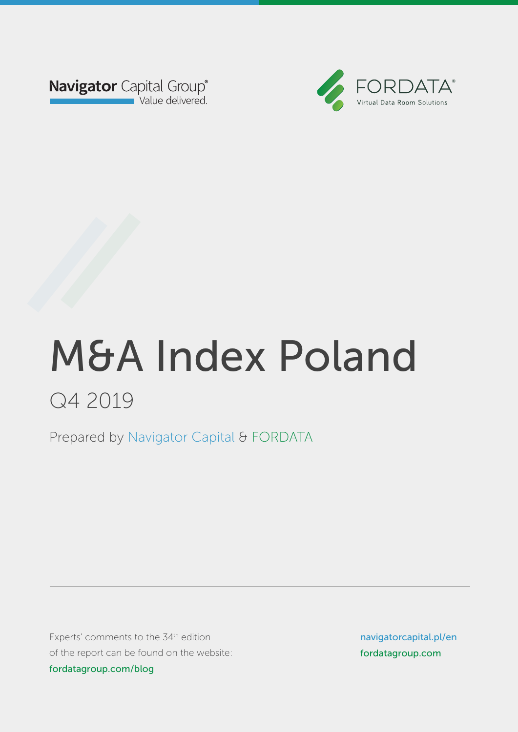Navigator Capital Group®
Value delivered.

FORDATA®
Virtual Data Room Solutions

# M&A Index Poland

## Q4 2019

Prepared by Navigator Capital & FORDATA

---

Experts' comments to the 34th edition of the report can be found on the website: fordatagroup.com/blog

navigatorcapital.pl/en
fordatagroup.com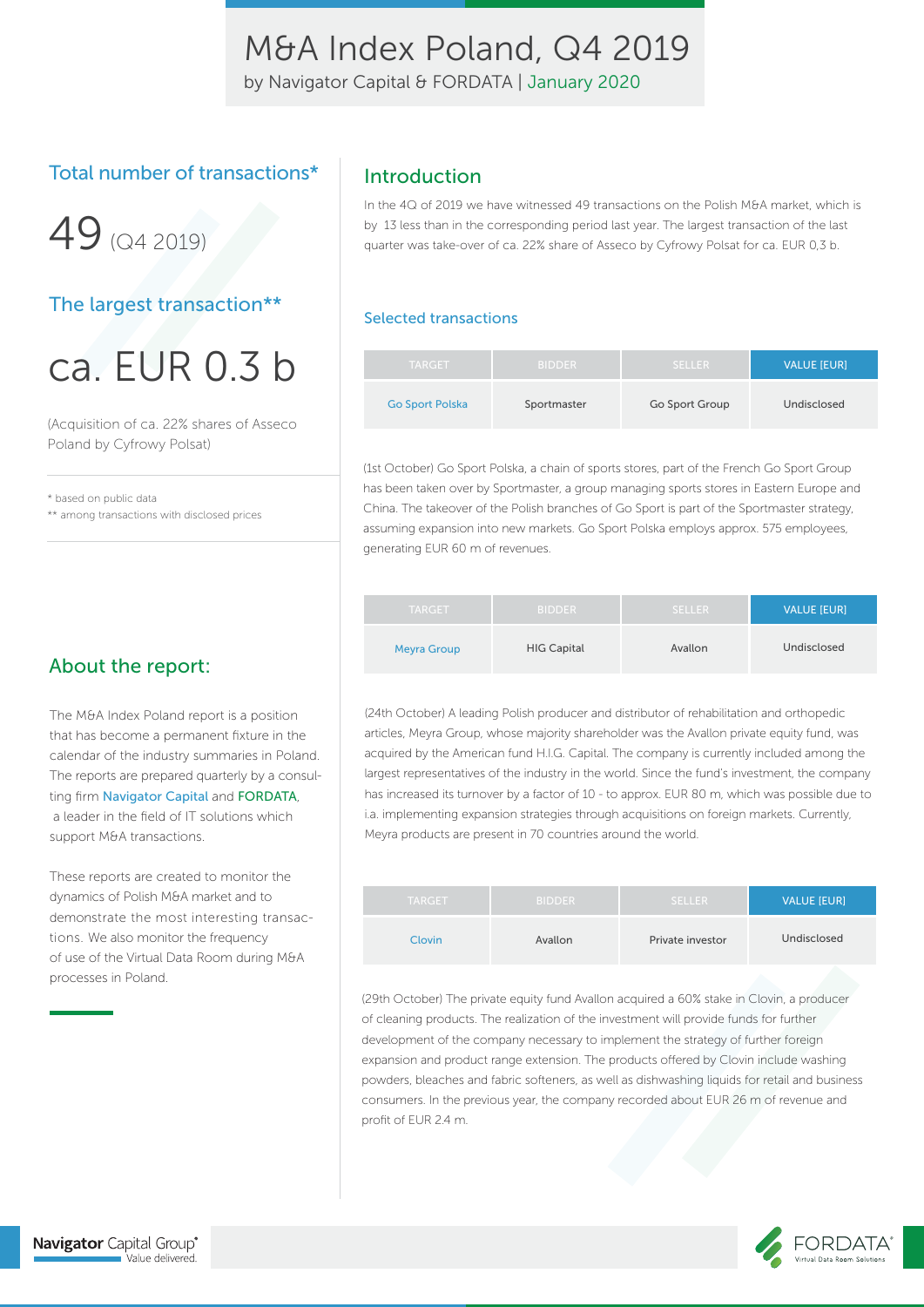# M&A Index Poland, Q4 2019

by Navigator Capital & FORDATA | January 2020

## Total number of transactions*

49 (Q4 2019)

## The largest transaction**

ca. EUR 0.3 b

(Acquisition of ca. 22% shares of Asseco Poland by Cyfrowy Polsat)

\* based on public data
** among transactions with disclosed prices

## About the report:

The M&A Index Poland report is a position that has become a permanent fixture in the calendar of the industry summaries in Poland. The reports are prepared quarterly by a consulting firm Navigator Capital and FORDATA, a leader in the field of IT solutions which support M&A transactions.

These reports are created to monitor the dynamics of Polish M&A market and to demonstrate the most interesting transactions. We also monitor the frequency of use of the Virtual Data Room during M&A processes in Poland.

## Introduction

In the 4Q of 2019 we have witnessed 49 transactions on the Polish M&A market, which is by 13 less than in the corresponding period last year. The largest transaction of the last quarter was take-over of ca. 22% share of Asseco by Cyfrowy Polsat for ca. EUR 0,3 b.

### Selected transactions

| TARGET | BIDDER | SELLER | VALUE [EUR] |
|---|---|---|---|
| Go Sport Polska | Sportmaster | Go Sport Group | Undisclosed |

(1st October) Go Sport Polska, a chain of sports stores, part of the French Go Sport Group has been taken over by Sportmaster, a group managing sports stores in Eastern Europe and China. The takeover of the Polish branches of Go Sport is part of the Sportmaster strategy, assuming expansion into new markets. Go Sport Polska employs approx. 575 employees, generating EUR 60 m of revenues.

| TARGET | BIDDER | SELLER | VALUE [EUR] |
|---|---|---|---|
| Meyra Group | HIG Capital | Avallon | Undisclosed |

(24th October) A leading Polish producer and distributor of rehabilitation and orthopedic articles, Meyra Group, whose majority shareholder was the Avallon private equity fund, was acquired by the American fund H.I.G. Capital. The company is currently included among the largest representatives of the industry in the world. Since the fund's investment, the company has increased its turnover by a factor of 10 - to approx. EUR 80 m, which was possible due to i.a. implementing expansion strategies through acquisitions on foreign markets. Currently, Meyra products are present in 70 countries around the world.

| TARGET | BIDDER | SELLER | VALUE [EUR] |
|---|---|---|---|
| Clovin | Avallon | Private investor | Undisclosed |

(29th October) The private equity fund Avallon acquired a 60% stake in Clovin, a producer of cleaning products. The realization of the investment will provide funds for further development of the company necessary to implement the strategy of further foreign expansion and product range extension. The products offered by Clovin include washing powders, bleaches and fabric softeners, as well as dishwashing liquids for retail and business consumers. In the previous year, the company recorded about EUR 26 m of revenue and profit of EUR 2.4 m.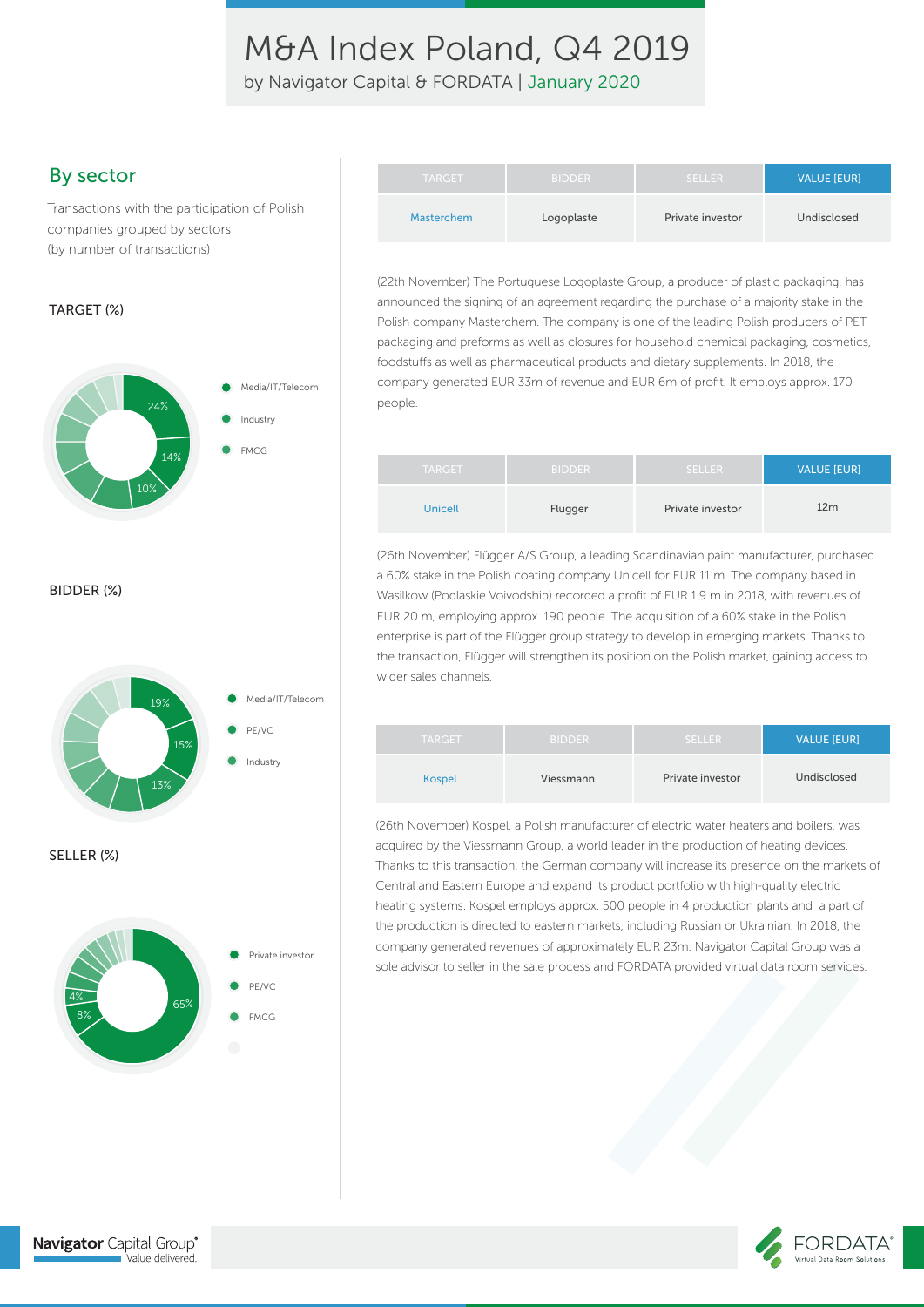# M&A Index Poland, Q4 2019

by Navigator Capital & FORDATA | January 2020

## By sector

Transactions with the participation of Polish companies grouped by sectors (by number of transactions)

TARGET (%)

- Media/IT/Telecom 24%
- Industry 14%
- FMCG 10%

BIDDER (%)

- Media/IT/Telecom 19%
- PE/VC 15%
- Industry 13%

SELLER (%)

- Private investor 65%
- PE/VC 8%
- FMCG 4%

| TARGET | BIDDER | SELLER | VALUE [EUR] |
|---|---|---|---|
| Masterchem | Logoplaste | Private investor | Undisclosed |

(22th November) The Portuguese Logoplaste Group, a producer of plastic packaging, has announced the signing of an agreement regarding the purchase of a majority stake in the Polish company Masterchem. The company is one of the leading Polish producers of PET packaging and preforms as well as closures for household chemical packaging, cosmetics, foodstuffs as well as pharmaceutical products and dietary supplements. In 2018, the company generated EUR 33m of revenue and EUR 6m of profit. It employs approx. 170 people.

| TARGET | BIDDER | SELLER | VALUE [EUR] |
|---|---|---|---|
| Unicell | Flugger | Private investor | 12m |

(26th November) Flügger A/S Group, a leading Scandinavian paint manufacturer, purchased a 60% stake in the Polish coating company Unicell for EUR 11 m. The company based in Wasilkow (Podlaskie Voivodship) recorded a profit of EUR 1.9 m in 2018, with revenues of EUR 20 m, employing approx. 190 people. The acquisition of a 60% stake in the Polish enterprise is part of the Flügger group strategy to develop in emerging markets. Thanks to the transaction, Flügger will strengthen its position on the Polish market, gaining access to wider sales channels.

| TARGET | BIDDER | SELLER | VALUE [EUR] |
|---|---|---|---|
| Kospel | Viessmann | Private investor | Undisclosed |

(26th November) Kospel, a Polish manufacturer of electric water heaters and boilers, was acquired by the Viessmann Group, a world leader in the production of heating devices. Thanks to this transaction, the German company will increase its presence on the markets of Central and Eastern Europe and expand its product portfolio with high-quality electric heating systems. Kospel employs approx. 500 people in 4 production plants and a part of the production is directed to eastern markets, including Russian or Ukrainian. In 2018, the company generated revenues of approximately EUR 23m. Navigator Capital Group was a sole advisor to seller in the sale process and FORDATA provided virtual data room services.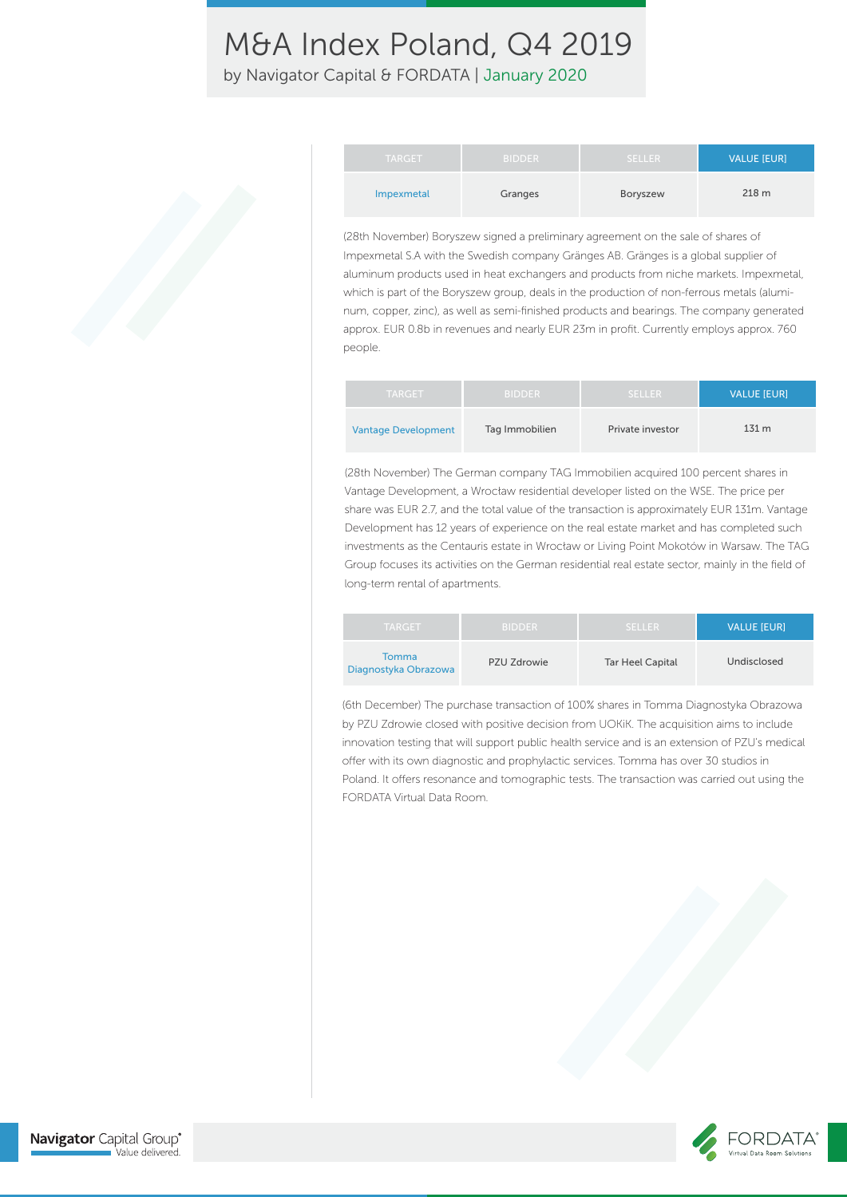| TARGET | BIDDER | SELLER | VALUE [EUR] |
|---|---|---|---|
| Impexmetal | Granges | Boryszew | 218 m |

(28th November) Boryszew signed a preliminary agreement on the sale of shares of Impexmetal S.A with the Swedish company Gränges AB. Gränges is a global supplier of aluminum products used in heat exchangers and products from niche markets. Impexmetal, which is part of the Boryszew group, deals in the production of non-ferrous metals (aluminum, copper, zinc), as well as semi-finished products and bearings. The company generated approx. EUR 0.8b in revenues and nearly EUR 23m in profit. Currently employs approx. 760 people.

| TARGET | BIDDER | SELLER | VALUE [EUR] |
|---|---|---|---|
| Vantage Development | Tag Immobilien | Private investor | 131 m |

(28th November) The German company TAG Immobilien acquired 100 percent shares in Vantage Development, a Wrocław residential developer listed on the WSE. The price per share was EUR 2.7, and the total value of the transaction is approximately EUR 131m. Vantage Development has 12 years of experience on the real estate market and has completed such investments as the Centauris estate in Wrocław or Living Point Mokotów in Warsaw. The TAG Group focuses its activities on the German residential real estate sector, mainly in the field of long-term rental of apartments.

| TARGET | BIDDER | SELLER | VALUE [EUR] |
|---|---|---|---|
| Tomma Diagnostyka Obrazowa | PZU Zdrowie | Tar Heel Capital | Undisclosed |

(6th December) The purchase transaction of 100% shares in Tomma Diagnostyka Obrazowa by PZU Zdrowie closed with positive decision from UOKiK. The acquisition aims to include innovation testing that will support public health service and is an extension of PZU's medical offer with its own diagnostic and prophylactic services. Tomma has over 30 studios in Poland. It offers resonance and tomographic tests. The transaction was carried out using the FORDATA Virtual Data Room.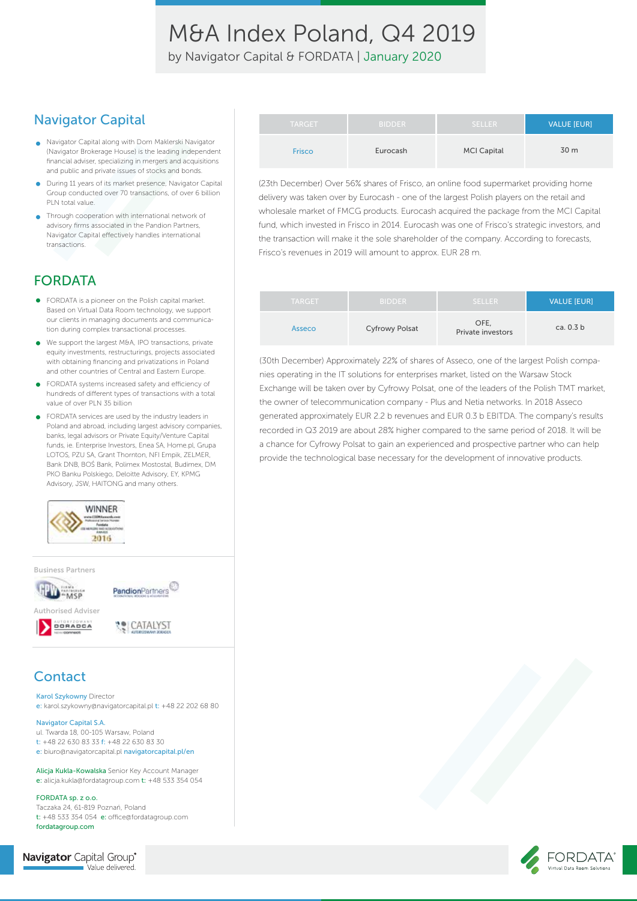# M&A Index Poland, Q4 2019

by Navigator Capital & FORDATA | January 2020

## Navigator Capital

- Navigator Capital along with Dom Maklerski Navigator (Navigator Brokerage House) is the leading independent financial adviser, specializing in mergers and acquisitions and public and private issues of stocks and bonds.
- During 11 years of its market presence, Navigator Capital Group conducted over 70 transactions, of over 6 billion PLN total value.
- Through cooperation with international network of advisory firms associated in the Pandion Partners, Navigator Capital effectively handles international transactions.

## FORDATA

- FORDATA is a pioneer on the Polish capital market. Based on Virtual Data Room technology, we support our clients in managing documents and communication during complex transactional processes.
- We support the largest M&A, IPO transactions, private equity investments, restructurings, projects associated with obtaining financing and privatizations in Poland and other countries of Central and Eastern Europe.
- FORDATA systems increased safety and efficiency of hundreds of different types of transactions with a total value of over PLN 35 billion
- FORDATA services are used by the industry leaders in Poland and abroad, including largest advisory companies, banks, legal advisors or Private Equity/Venture Capital funds, ie. Enterprise Investors, Enea SA, Home.pl, Grupa LOTOS, PZU SA, Grant Thornton, NFI Empik, ZELMER, Bank DNB, BOŚ Bank, Polimex Mostostal, Budimex, DM PKO Banku Polskiego, Deloitte Advisory, EY, KPMG Advisory, JSW, HAITONG and many others.

WINNER 2016

Business Partners

Authorised Adviser

## Contact

Karol Szykowny Director
e: karol.szykowny@navigatorcapital.pl t: +48 22 202 68 80

Navigator Capital S.A.
ul. Twarda 18, 00-105 Warsaw, Poland
t: +48 22 630 83 33 f: +48 22 630 83 30
e: biuro@navigatorcapital.pl navigatorcapital.pl/en

Alicja Kukla-Kowalska Senior Key Account Manager
e: alicja.kukla@fordatagroup.com t: +48 533 354 054

FORDATA sp. z o.o.
Taczaka 24, 61-819 Poznań, Poland
t: +48 533 354 054 e: office@fordatagroup.com
fordatagroup.com

| TARGET | BIDDER | SELLER | VALUE [EUR] |
|---|---|---|---|
| Frisco | Eurocash | MCI Capital | 30 m |

(23th December) Over 56% shares of Frisco, an online food supermarket providing home delivery was taken over by Eurocash - one of the largest Polish players on the retail and wholesale market of FMCG products. Eurocash acquired the package from the MCI Capital fund, which invested in Frisco in 2014. Eurocash was one of Frisco's strategic investors, and the transaction will make it the sole shareholder of the company. According to forecasts, Frisco's revenues in 2019 will amount to approx. EUR 28 m.

| TARGET | BIDDER | SELLER | VALUE [EUR] |
|---|---|---|---|
| Asseco | Cyfrowy Polsat | OFE, Private investors | ca. 0.3 b |

(30th December) Approximately 22% of shares of Asseco, one of the largest Polish companies operating in the IT solutions for enterprises market, listed on the Warsaw Stock Exchange will be taken over by Cyfrowy Polsat, one of the leaders of the Polish TMT market, the owner of telecommunication company - Plus and Netia networks. In 2018 Asseco generated approximately EUR 2.2 b revenues and EUR 0.3 b EBITDA. The company's results recorded in Q3 2019 are about 28% higher compared to the same period of 2018. It will be a chance for Cyfrowy Polsat to gain an experienced and prospective partner who can help provide the technological base necessary for the development of innovative products.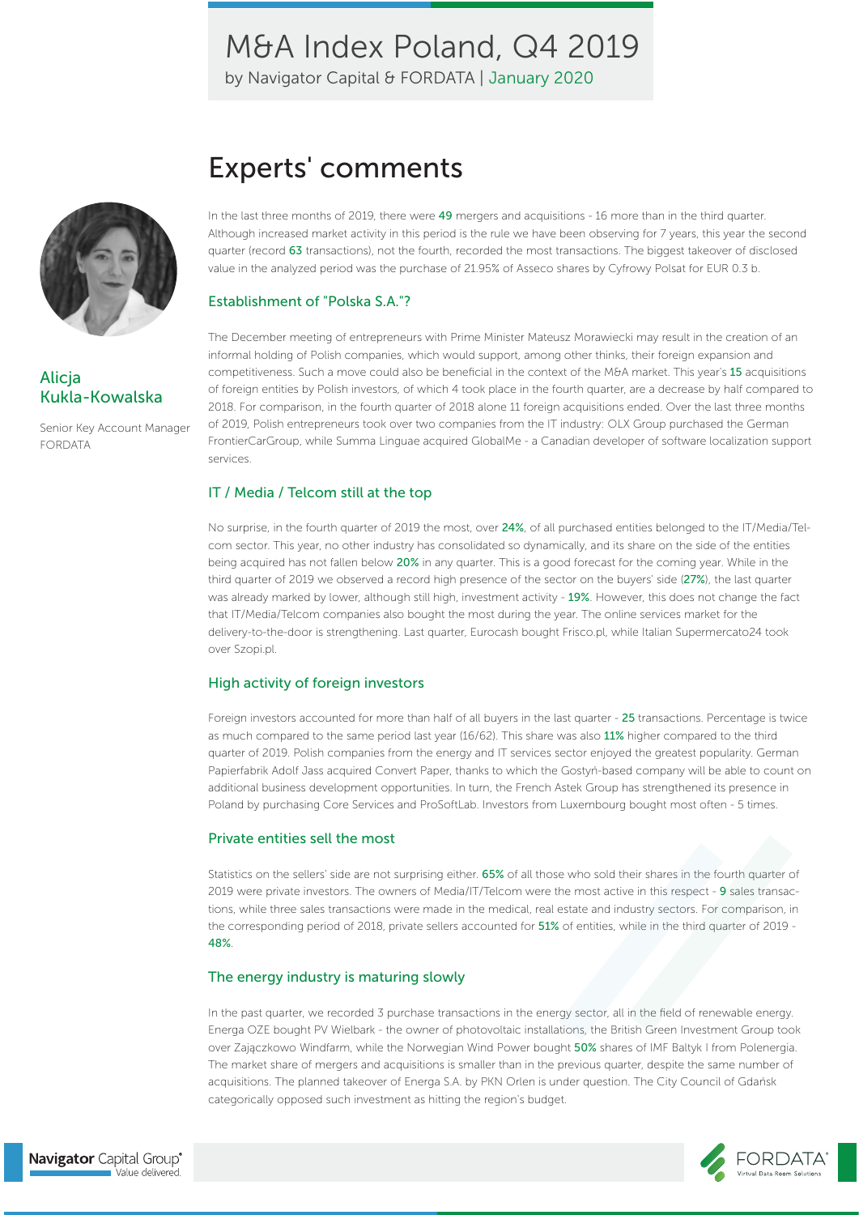# M&A Index Poland, Q4 2019

by Navigator Capital & FORDATA | January 2020

## Experts' comments

**Alicja Kukla-Kowalska**

Senior Key Account Manager FORDATA

In the last three months of 2019, there were 49 mergers and acquisitions - 16 more than in the third quarter. Although increased market activity in this period is the rule we have been observing for 7 years, this year the second quarter (record 63 transactions), not the fourth, recorded the most transactions. The biggest takeover of disclosed value in the analyzed period was the purchase of 21.95% of Asseco shares by Cyfrowy Polsat for EUR 0.3 b.

### Establishment of "Polska S.A."?

The December meeting of entrepreneurs with Prime Minister Mateusz Morawiecki may result in the creation of an informal holding of Polish companies, which would support, among other thinks, their foreign expansion and competitiveness. Such a move could also be beneficial in the context of the M&A market. This year's 15 acquisitions of foreign entities by Polish investors, of which 4 took place in the fourth quarter, are a decrease by half compared to 2018. For comparison, in the fourth quarter of 2018 alone 11 foreign acquisitions ended. Over the last three months of 2019, Polish entrepreneurs took over two companies from the IT industry: OLX Group purchased the German FrontierCarGroup, while Summa Linguae acquired GlobalMe - a Canadian developer of software localization support services.

### IT / Media / Telcom still at the top

No surprise, in the fourth quarter of 2019 the most, over 24%, of all purchased entities belonged to the IT/Media/Telcom sector. This year, no other industry has consolidated so dynamically, and its share on the side of the entities being acquired has not fallen below 20% in any quarter. This is a good forecast for the coming year. While in the third quarter of 2019 we observed a record high presence of the sector on the buyers' side (27%), the last quarter was already marked by lower, although still high, investment activity - 19%. However, this does not change the fact that IT/Media/Telcom companies also bought the most during the year. The online services market for the delivery-to-the-door is strengthening. Last quarter, Eurocash bought Frisco.pl, while Italian Supermercato24 took over Szopi.pl.

### High activity of foreign investors

Foreign investors accounted for more than half of all buyers in the last quarter - 25 transactions. Percentage is twice as much compared to the same period last year (16/62). This share was also 11% higher compared to the third quarter of 2019. Polish companies from the energy and IT services sector enjoyed the greatest popularity. German Papierfabrik Adolf Jass acquired Convert Paper, thanks to which the Gostyń-based company will be able to count on additional business development opportunities. In turn, the French Astek Group has strengthened its presence in Poland by purchasing Core Services and ProSoftLab. Investors from Luxembourg bought most often - 5 times.

### Private entities sell the most

Statistics on the sellers' side are not surprising either. 65% of all those who sold their shares in the fourth quarter of 2019 were private investors. The owners of Media/IT/Telcom were the most active in this respect - 9 sales transactions, while three sales transactions were made in the medical, real estate and industry sectors. For comparison, in the corresponding period of 2018, private sellers accounted for 51% of entities, while in the third quarter of 2019 - 48%.

### The energy industry is maturing slowly

In the past quarter, we recorded 3 purchase transactions in the energy sector, all in the field of renewable energy. Energa OZE bought PV Wielbark - the owner of photovoltaic installations, the British Green Investment Group took over Zajączkowo Windfarm, while the Norwegian Wind Power bought 50% shares of IMF Baltyk I from Polenergia. The market share of mergers and acquisitions is smaller than in the previous quarter, despite the same number of acquisitions. The planned takeover of Energa S.A. by PKN Orlen is under question. The City Council of Gdańsk categorically opposed such investment as hitting the region's budget.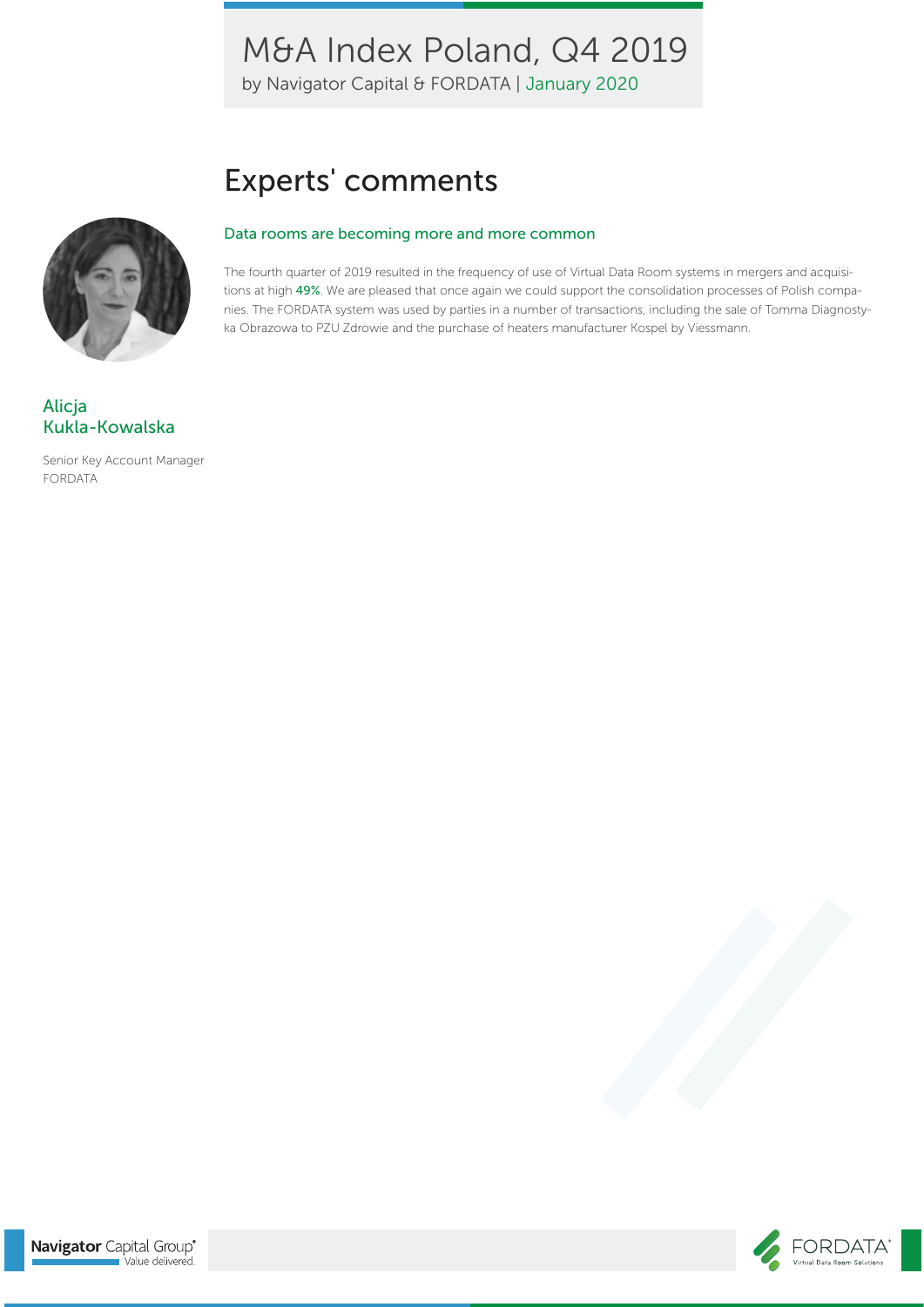## Experts' comments

### Data rooms are becoming more and more common

The fourth quarter of 2019 resulted in the frequency of use of Virtual Data Room systems in mergers and acquisitions at high **49%**. We are pleased that once again we could support the consolidation processes of Polish companies. The FORDATA system was used by parties in a number of transactions, including the sale of Tomma Diagnostyka Obrazowa to PZU Zdrowie and the purchase of heaters manufacturer Kospel by Viessmann.

**Alicja Kukla-Kowalska**

Senior Key Account Manager
FORDATA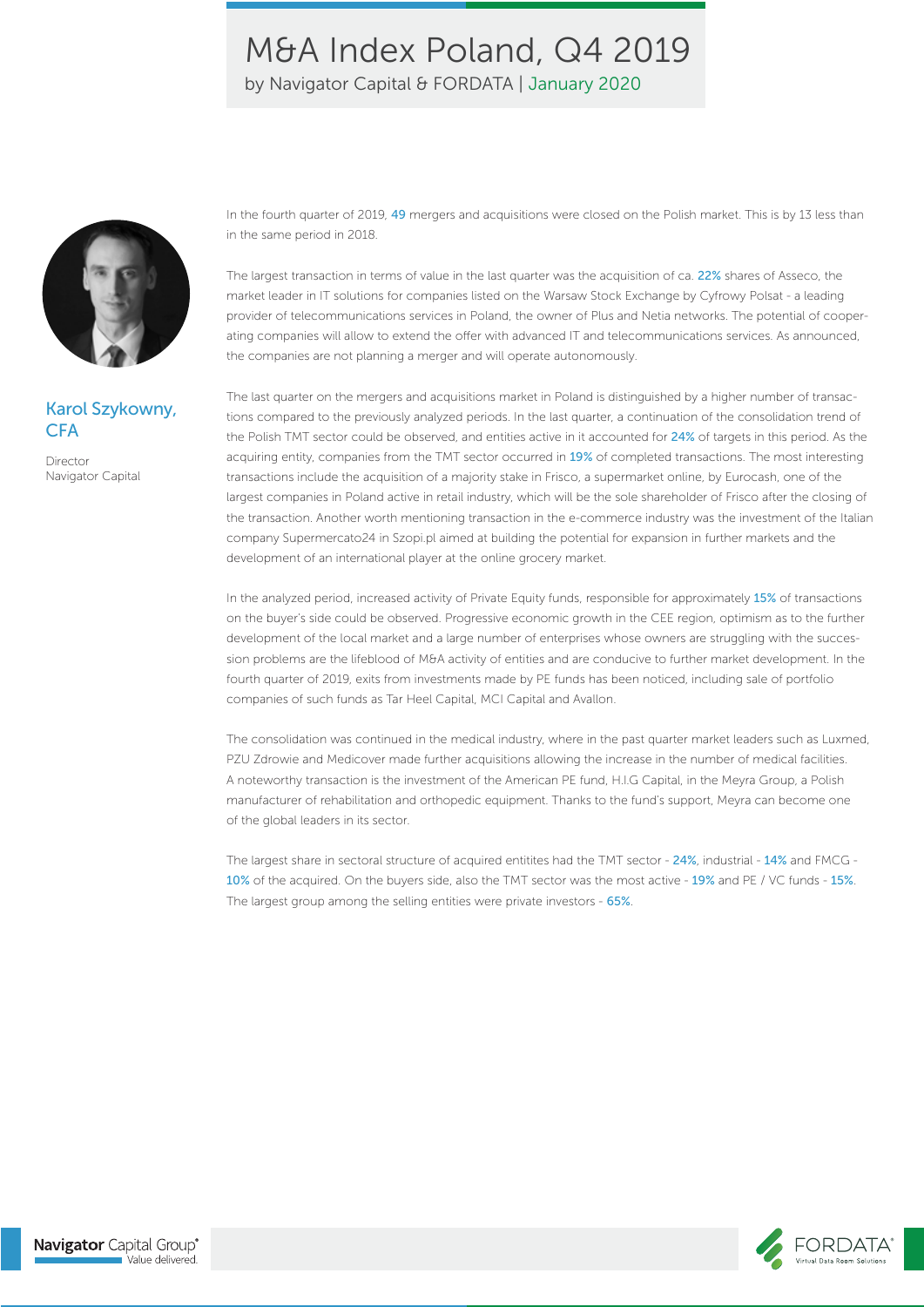# M&A Index Poland, Q4 2019

by Navigator Capital & FORDATA | January 2020

**Karol Szykowny, CFA**

Director
Navigator Capital

In the fourth quarter of 2019, 49 mergers and acquisitions were closed on the Polish market. This is by 13 less than in the same period in 2018.

The largest transaction in terms of value in the last quarter was the acquisition of ca. 22% shares of Asseco, the market leader in IT solutions for companies listed on the Warsaw Stock Exchange by Cyfrowy Polsat - a leading provider of telecommunications services in Poland, the owner of Plus and Netia networks. The potential of cooperating companies will allow to extend the offer with advanced IT and telecommunications services. As announced, the companies are not planning a merger and will operate autonomously.

The last quarter on the mergers and acquisitions market in Poland is distinguished by a higher number of transactions compared to the previously analyzed periods. In the last quarter, a continuation of the consolidation trend of the Polish TMT sector could be observed, and entities active in it accounted for 24% of targets in this period. As the acquiring entity, companies from the TMT sector occurred in 19% of completed transactions. The most interesting transactions include the acquisition of a majority stake in Frisco, a supermarket online, by Eurocash, one of the largest companies in Poland active in retail industry, which will be the sole shareholder of Frisco after the closing of the transaction. Another worth mentioning transaction in the e-commerce industry was the investment of the Italian company Supermercato24 in Szopi.pl aimed at building the potential for expansion in further markets and the development of an international player at the online grocery market.

In the analyzed period, increased activity of Private Equity funds, responsible for approximately 15% of transactions on the buyer's side could be observed. Progressive economic growth in the CEE region, optimism as to the further development of the local market and a large number of enterprises whose owners are struggling with the succession problems are the lifeblood of M&A activity of entities and are conducive to further market development. In the fourth quarter of 2019, exits from investments made by PE funds has been noticed, including sale of portfolio companies of such funds as Tar Heel Capital, MCI Capital and Avallon.

The consolidation was continued in the medical industry, where in the past quarter market leaders such as Luxmed, PZU Zdrowie and Medicover made further acquisitions allowing the increase in the number of medical facilities. A noteworthy transaction is the investment of the American PE fund, H.I.G Capital, in the Meyra Group, a Polish manufacturer of rehabilitation and orthopedic equipment. Thanks to the fund's support, Meyra can become one of the global leaders in its sector.

The largest share in sectoral structure of acquired entitites had the TMT sector - 24%, industrial - 14% and FMCG - 10% of the acquired. On the buyers side, also the TMT sector was the most active - 19% and PE / VC funds - 15%. The largest group among the selling entities were private investors - 65%.